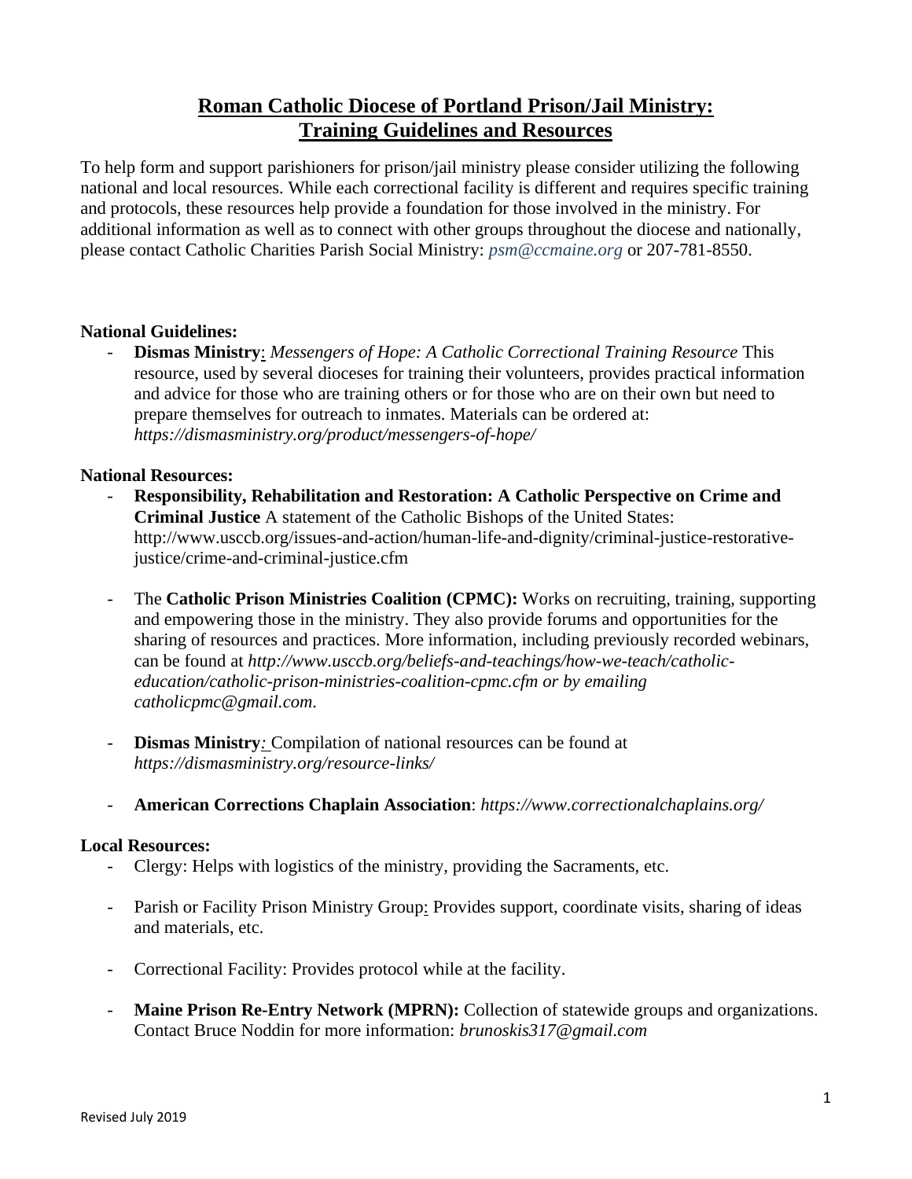# Roman Catholic Diocese of Portland Prison/Jail Ministry: Training Guidelines and Resources

To help form and support parishioners for prison/jail ministry please consider utilizing the following national and local resources. While each correctional facility is different and requires specific training and protocols, these resources help provide a foundation for those involved in the ministry. For additional information as well as to connect with other groups throughout the diocese and nationally, please contact Catholic Charities Parish Social Ministry: *psm@ccmaine.org* or 207-781-8550.

**National Guidelines:**

- **Dismas Ministry**: *Messengers of Hope: A Catholic Correctional Training Resource* This resource, used by several dioceses for training their volunteers, provides practical information and advice for those who are training others or for those who are on their own but need to prepare themselves for outreach to inmates. Materials can be ordered at: *https://dismasministry.org/product/messengers-of-hope/*

**National Resources:**

- **Responsibility, Rehabilitation and Restoration: A Catholic Perspective on Crime and Criminal Justice** A statement of the Catholic Bishops of the United States: http://www.usccb.org/issues-and-action/human-life-and-dignity/criminal-justice-restorative-justice/crime-and-criminal-justice.cfm

- The **Catholic Prison Ministries Coalition (CPMC):** Works on recruiting, training, supporting and empowering those in the ministry. They also provide forums and opportunities for the sharing of resources and practices. More information, including previously recorded webinars, can be found at *http://www.usccb.org/beliefs-and-teachings/how-we-teach/catholic-education/catholic-prison-ministries-coalition-cpmc.cfm or by emailing catholicpmc@gmail.com.*

- **Dismas Ministry***:* Compilation of national resources can be found at *https://dismasministry.org/resource-links/*

- **American Corrections Chaplain Association**: *https://www.correctionalchaplains.org/*

**Local Resources:**

- Clergy: Helps with logistics of the ministry, providing the Sacraments, etc.

- Parish or Facility Prison Ministry Group: Provides support, coordinate visits, sharing of ideas and materials, etc.

- Correctional Facility: Provides protocol while at the facility.

- **Maine Prison Re-Entry Network (MPRN):** Collection of statewide groups and organizations. Contact Bruce Noddin for more information: *brunoskis317@gmail.com*

Revised July 2019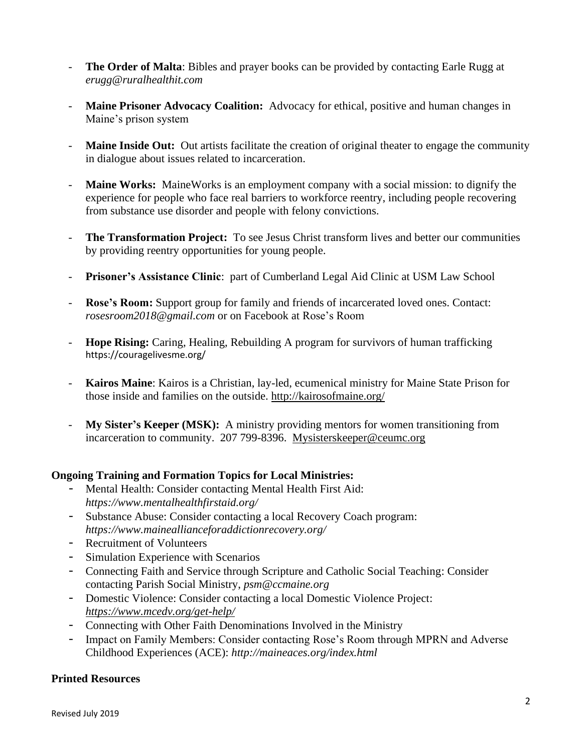- **The Order of Malta**: Bibles and prayer books can be provided by contacting Earle Rugg at *erugg@ruralhealthit.com*

- **Maine Prisoner Advocacy Coalition:** Advocacy for ethical, positive and human changes in Maine's prison system

- **Maine Inside Out:** Out artists facilitate the creation of original theater to engage the community in dialogue about issues related to incarceration.

- **Maine Works:** MaineWorks is an employment company with a social mission: to dignify the experience for people who face real barriers to workforce reentry, including people recovering from substance use disorder and people with felony convictions.

- **The Transformation Project:** To see Jesus Christ transform lives and better our communities by providing reentry opportunities for young people.

- **Prisoner's Assistance Clinic**: part of Cumberland Legal Aid Clinic at USM Law School

- **Rose's Room:** Support group for family and friends of incarcerated loved ones. Contact: *rosesroom2018@gmail.com* or on Facebook at Rose's Room

- **Hope Rising:** Caring, Healing, Rebuilding A program for survivors of human trafficking https://couragelivesme.org/

- **Kairos Maine**: Kairos is a Christian, lay-led, ecumenical ministry for Maine State Prison for those inside and families on the outside. http://kairosofmaine.org/

- **My Sister's Keeper (MSK):** A ministry providing mentors for women transitioning from incarceration to community. 207 799-8396. Mysisterskeeper@ceumc.org

**Ongoing Training and Formation Topics for Local Ministries:**

- Mental Health: Consider contacting Mental Health First Aid: *https://www.mentalhealthfirstaid.org/*
- Substance Abuse: Consider contacting a local Recovery Coach program: *https://www.mainealliance­foraddictionrecovery.org/*
- Recruitment of Volunteers
- Simulation Experience with Scenarios
- Connecting Faith and Service through Scripture and Catholic Social Teaching: Consider contacting Parish Social Ministry, *psm@ccmaine.org*
- Domestic Violence: Consider contacting a local Domestic Violence Project: *https://www.mcedv.org/get-help/*
- Connecting with Other Faith Denominations Involved in the Ministry
- Impact on Family Members: Consider contacting Rose's Room through MPRN and Adverse Childhood Experiences (ACE): *http://maineaces.org/index.html*

**Printed Resources**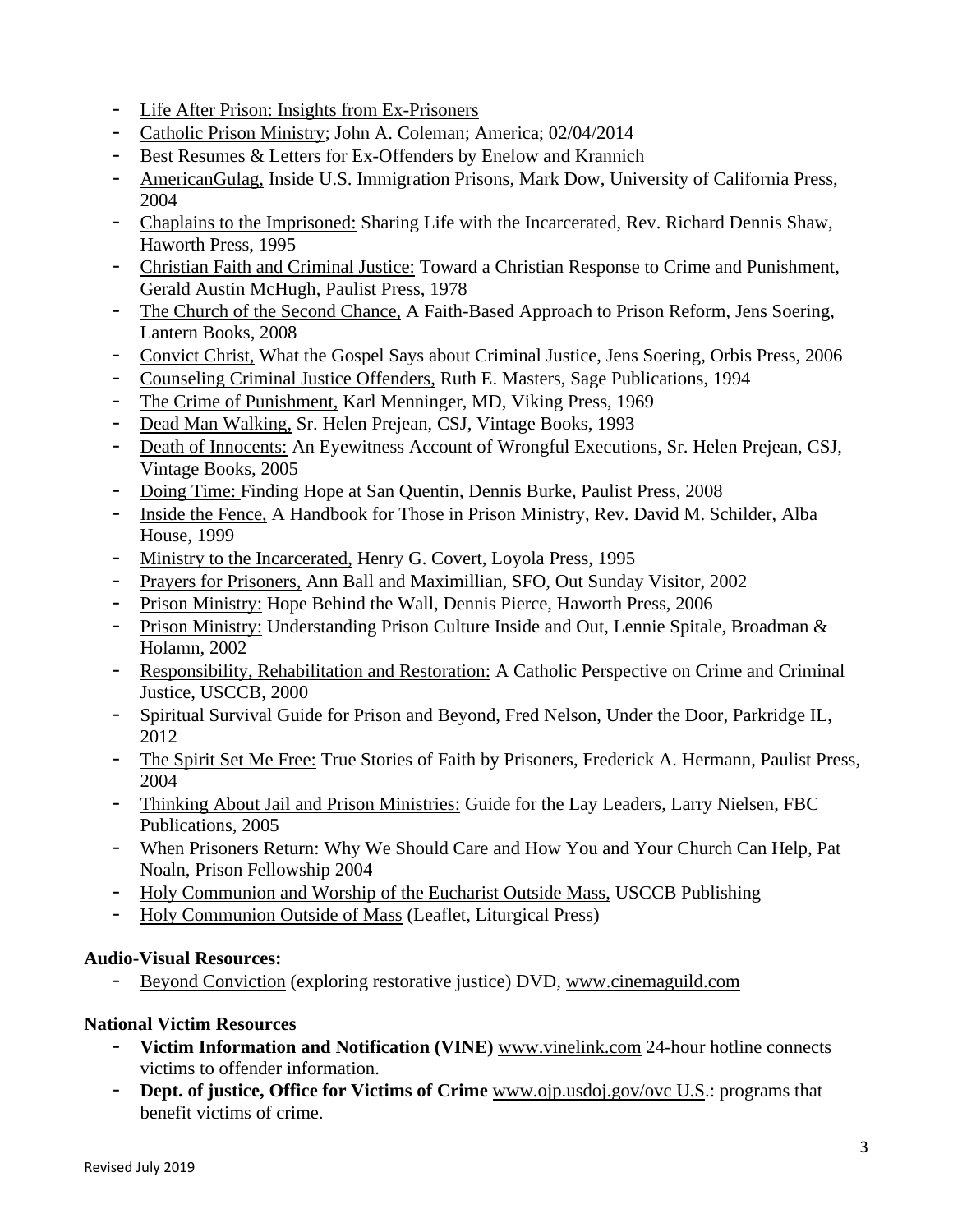- Life After Prison: Insights from Ex-Prisoners
- Catholic Prison Ministry; John A. Coleman; America; 02/04/2014
- Best Resumes & Letters for Ex-Offenders by Enelow and Krannich
- AmericanGulag, Inside U.S. Immigration Prisons, Mark Dow, University of California Press, 2004
- Chaplains to the Imprisoned: Sharing Life with the Incarcerated, Rev. Richard Dennis Shaw, Haworth Press, 1995
- Christian Faith and Criminal Justice: Toward a Christian Response to Crime and Punishment, Gerald Austin McHugh, Paulist Press, 1978
- The Church of the Second Chance, A Faith-Based Approach to Prison Reform, Jens Soering, Lantern Books, 2008
- Convict Christ, What the Gospel Says about Criminal Justice, Jens Soering, Orbis Press, 2006
- Counseling Criminal Justice Offenders, Ruth E. Masters, Sage Publications, 1994
- The Crime of Punishment, Karl Menninger, MD, Viking Press, 1969
- Dead Man Walking, Sr. Helen Prejean, CSJ, Vintage Books, 1993
- Death of Innocents: An Eyewitness Account of Wrongful Executions, Sr. Helen Prejean, CSJ, Vintage Books, 2005
- Doing Time: Finding Hope at San Quentin, Dennis Burke, Paulist Press, 2008
- Inside the Fence, A Handbook for Those in Prison Ministry, Rev. David M. Schilder, Alba House, 1999
- Ministry to the Incarcerated, Henry G. Covert, Loyola Press, 1995
- Prayers for Prisoners, Ann Ball and Maximillian, SFO, Out Sunday Visitor, 2002
- Prison Ministry: Hope Behind the Wall, Dennis Pierce, Haworth Press, 2006
- Prison Ministry: Understanding Prison Culture Inside and Out, Lennie Spitale, Broadman & Holamn, 2002
- Responsibility, Rehabilitation and Restoration: A Catholic Perspective on Crime and Criminal Justice, USCCB, 2000
- Spiritual Survival Guide for Prison and Beyond, Fred Nelson, Under the Door, Parkridge IL, 2012
- The Spirit Set Me Free: True Stories of Faith by Prisoners, Frederick A. Hermann, Paulist Press, 2004
- Thinking About Jail and Prison Ministries: Guide for the Lay Leaders, Larry Nielsen, FBC Publications, 2005
- When Prisoners Return: Why We Should Care and How You and Your Church Can Help, Pat Noaln, Prison Fellowship 2004
- Holy Communion and Worship of the Eucharist Outside Mass, USCCB Publishing
- Holy Communion Outside of Mass (Leaflet, Liturgical Press)

**Audio-Visual Resources:**

- Beyond Conviction (exploring restorative justice) DVD, www.cinemaguild.com

**National Victim Resources**

- **Victim Information and Notification (VINE)** www.vinelink.com 24-hour hotline connects victims to offender information.
- **Dept. of justice, Office for Victims of Crime** www.ojp.usdoj.gov/ovc U.S.: programs that benefit victims of crime.

Revised July 2019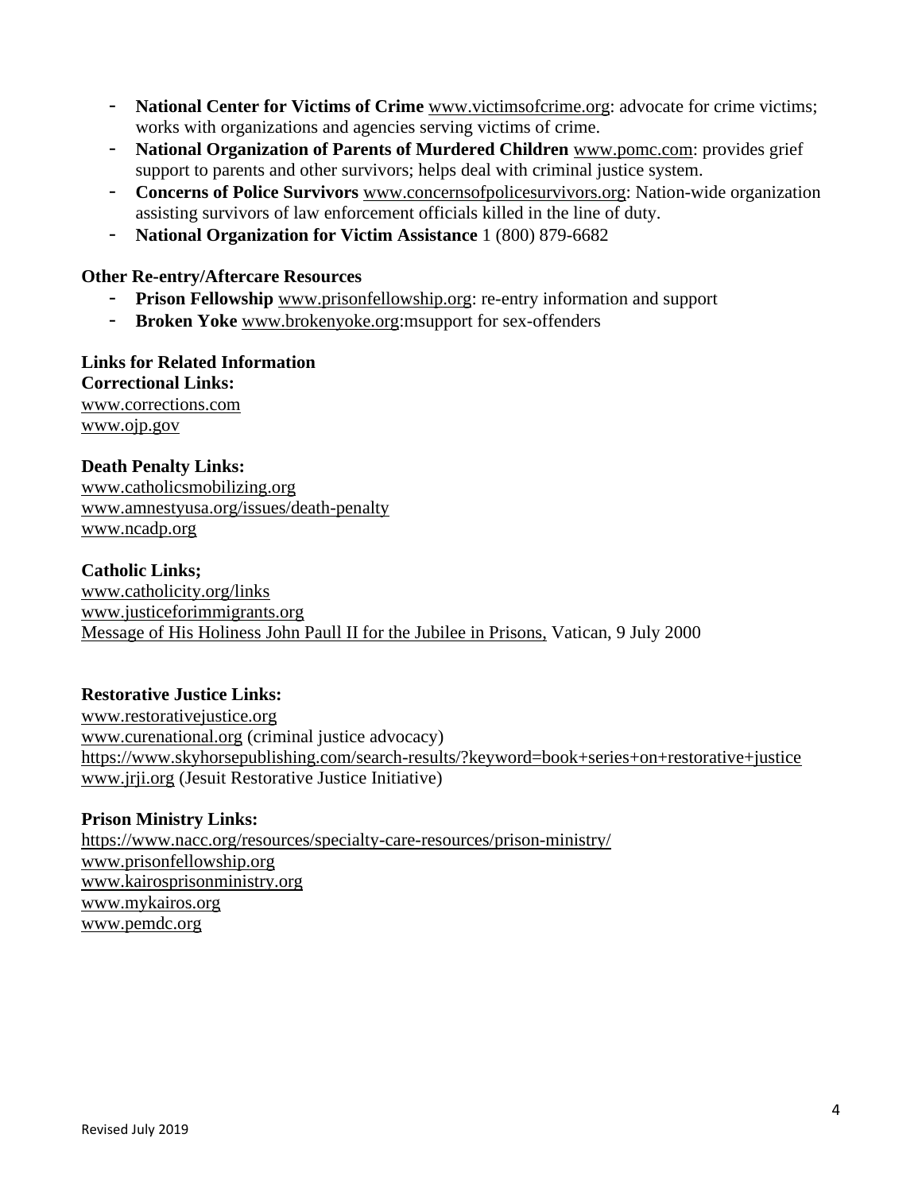- **National Center for Victims of Crime** www.victimsofcrime.org: advocate for crime victims; works with organizations and agencies serving victims of crime.
- **National Organization of Parents of Murdered Children** www.pomc.com: provides grief support to parents and other survivors; helps deal with criminal justice system.
- **Concerns of Police Survivors** www.concernsofpolicesurvivors.org: Nation-wide organization assisting survivors of law enforcement officials killed in the line of duty.
- **National Organization for Victim Assistance** 1 (800) 879-6682

**Other Re-entry/Aftercare Resources**

- **Prison Fellowship** www.prisonfellowship.org: re-entry information and support
- **Broken Yoke** www.brokenyoke.org:msupport for sex-offenders

**Links for Related Information**

**Correctional Links:**
www.corrections.com
www.ojp.gov

**Death Penalty Links:**
www.catholicsmobilizing.org
www.amnestyusa.org/issues/death-penalty
www.ncadp.org

**Catholic Links;**
www.catholicity.org/links
www.justiceforimmigrants.org
Message of His Holiness John Paull II for the Jubilee in Prisons, Vatican, 9 July 2000

**Restorative Justice Links:**
www.restorativejustice.org
www.curenational.org (criminal justice advocacy)
https://www.skyhorsepublishing.com/search-results/?keyword=book+series+on+restorative+justice
www.jrji.org (Jesuit Restorative Justice Initiative)

**Prison Ministry Links:**
https://www.nacc.org/resources/specialty-care-resources/prison-ministry/
www.prisonfellowship.org
www.kairosprisonministry.org
www.mykairos.org
www.pemdc.org

Revised July 2019